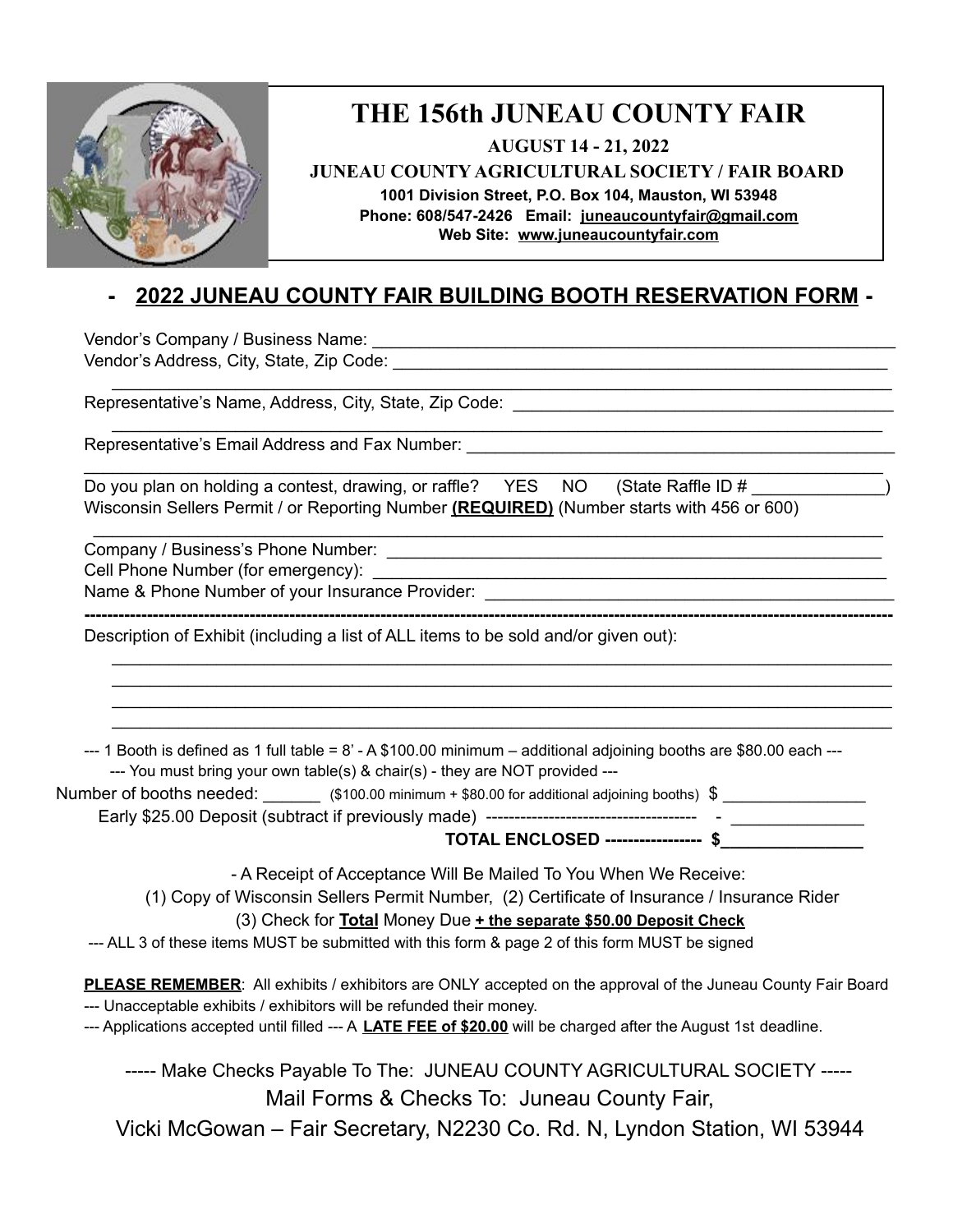# THE 156th JUNEAU COUNTY FAIR

**AUGUST 14 - 21, 2022**

**JUNEAU COUNTY AGRICULTURAL SOCIETY / FAIR BOARD**

**1001 Division Street, P.O. Box 104, Mauston, WI 53948**

**Phone: 608/547-2426 Email: juneaucountyfair@gmail.com**

**Web Site: www.juneaucountyfair.com**

## - 2022 JUNEAU COUNTY FAIR BUILDING BOOTH RESERVATION FORM -

Vendor's Company / Business Name: ______________________________________________

Vendor's Address, City, State, Zip Code: __________________________________________

______________________________________________________________________

Representative's Name, Address, City, State, Zip Code: ______________________________

______________________________________________________________________

Representative's Email Address and Fax Number: ___________________________________

______________________________________________________________________

Do you plan on holding a contest, drawing, or raffle? YES NO (State Raffle ID # ____________)

Wisconsin Sellers Permit / or Reporting Number **(REQUIRED)** (Number starts with 456 or 600)

______________________________________________________________________

Company / Business's Phone Number: _____________________________________________

Cell Phone Number (for emergency): _____________________________________________

Name & Phone Number of your Insurance Provider: __________________________________

---

Description of Exhibit (including a list of ALL items to be sold and/or given out):

______________________________________________________________________

______________________________________________________________________

______________________________________________________________________

______________________________________________________________________

--- 1 Booth is defined as 1 full table = 8' - A $100.00 minimum – additional adjoining booths are $80.00 each ---

--- You must bring your own table(s) & chair(s) - they are NOT provided ---

Number of booths needed: ______ ($100.00 minimum + $80.00 for additional adjoining booths) $ _______________

Early $25.00 Deposit (subtract if previously made) ------------------------------------ - ______________

**TOTAL ENCLOSED ---------------- $_______________**

- A Receipt of Acceptance Will Be Mailed To You When We Receive:

(1) Copy of Wisconsin Sellers Permit Number, (2) Certificate of Insurance / Insurance Rider

(3) Check for **Total** Money Due **+ the separate $50.00 Deposit Check**

--- ALL 3 of these items MUST be submitted with this form & page 2 of this form MUST be signed

**PLEASE REMEMBER**: All exhibits / exhibitors are ONLY accepted on the approval of the Juneau County Fair Board

--- Unacceptable exhibits / exhibitors will be refunded their money.

--- Applications accepted until filled --- A **LATE FEE of $20.00** will be charged after the August 1st deadline.

----- Make Checks Payable To The: JUNEAU COUNTY AGRICULTURAL SOCIETY -----

Mail Forms & Checks To: Juneau County Fair,

Vicki McGowan – Fair Secretary, N2230 Co. Rd. N, Lyndon Station, WI 53944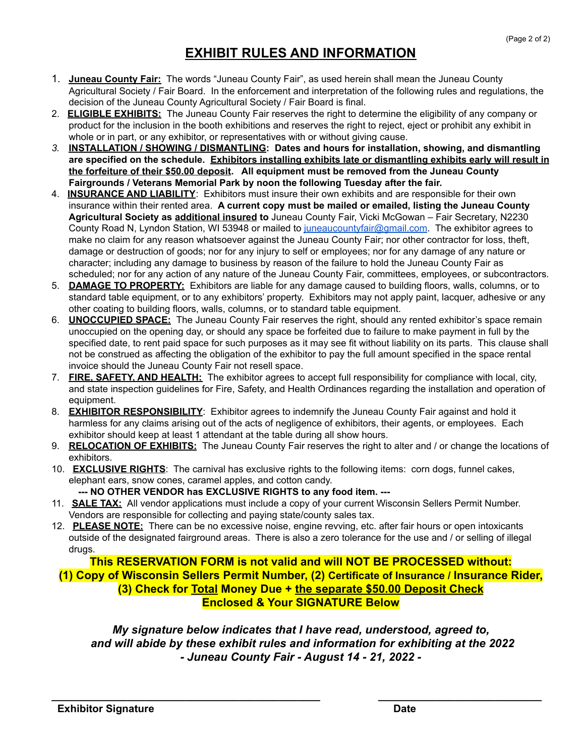# EXHIBIT RULES AND INFORMATION

1. **Juneau County Fair:** The words "Juneau County Fair", as used herein shall mean the Juneau County Agricultural Society / Fair Board. In the enforcement and interpretation of the following rules and regulations, the decision of the Juneau County Agricultural Society / Fair Board is final.
2. **ELIGIBLE EXHIBITS:** The Juneau County Fair reserves the right to determine the eligibility of any company or product for the inclusion in the booth exhibitions and reserves the right to reject, eject or prohibit any exhibit in whole or in part, or any exhibitor, or representatives with or without giving cause.
3. **INSTALLATION / SHOWING / DISMANTLING: Dates and hours for installation, showing, and dismantling are specified on the schedule. Exhibitors installing exhibits late or dismantling exhibits early will result in the forfeiture of their $50.00 deposit. All equipment must be removed from the Juneau County Fairgrounds / Veterans Memorial Park by noon the following Tuesday after the fair.**
4. **INSURANCE AND LIABILITY**: Exhibitors must insure their own exhibits and are responsible for their own insurance within their rented area. **A current copy must be mailed or emailed, listing the Juneau County Agricultural Society as additional insured to** Juneau County Fair, Vicki McGowan – Fair Secretary, N2230 County Road N, Lyndon Station, WI 53948 or mailed to juneaucountyfair@gmail.com. The exhibitor agrees to make no claim for any reason whatsoever against the Juneau County Fair; nor other contractor for loss, theft, damage or destruction of goods; nor for any injury to self or employees; nor for any damage of any nature or character; including any damage to business by reason of the failure to hold the Juneau County Fair as scheduled; nor for any action of any nature of the Juneau County Fair, committees, employees, or subcontractors.
5. **DAMAGE TO PROPERTY:** Exhibitors are liable for any damage caused to building floors, walls, columns, or to standard table equipment, or to any exhibitors' property. Exhibitors may not apply paint, lacquer, adhesive or any other coating to building floors, walls, columns, or to standard table equipment.
6. **UNOCCUPIED SPACE:** The Juneau County Fair reserves the right, should any rented exhibitor's space remain unoccupied on the opening day, or should any space be forfeited due to failure to make payment in full by the specified date, to rent paid space for such purposes as it may see fit without liability on its parts. This clause shall not be construed as affecting the obligation of the exhibitor to pay the full amount specified in the space rental invoice should the Juneau County Fair not resell space.
7. **FIRE, SAFETY, AND HEALTH:** The exhibitor agrees to accept full responsibility for compliance with local, city, and state inspection guidelines for Fire, Safety, and Health Ordinances regarding the installation and operation of equipment.
8. **EXHIBITOR RESPONSIBILITY**: Exhibitor agrees to indemnify the Juneau County Fair against and hold it harmless for any claims arising out of the acts of negligence of exhibitors, their agents, or employees. Each exhibitor should keep at least 1 attendant at the table during all show hours.
9. **RELOCATION OF EXHIBITS:** The Juneau County Fair reserves the right to alter and / or change the locations of exhibitors.
10. **EXCLUSIVE RIGHTS**: The carnival has exclusive rights to the following items: corn dogs, funnel cakes, elephant ears, snow cones, caramel apples, and cotton candy.
    **--- NO OTHER VENDOR has EXCLUSIVE RIGHTS to any food item. ---**
11. **SALE TAX:** All vendor applications must include a copy of your current Wisconsin Sellers Permit Number. Vendors are responsible for collecting and paying state/county sales tax.
12. **PLEASE NOTE:** There can be no excessive noise, engine revving, etc. after fair hours or open intoxicants outside of the designated fairground areas. There is also a zero tolerance for the use and / or selling of illegal drugs.

**This RESERVATION FORM is not valid and will NOT BE PROCESSED without:**
**(1) Copy of Wisconsin Sellers Permit Number, (2) Certificate of Insurance / Insurance Rider,**
**(3) Check for Total Money Due + the separate $50.00 Deposit Check**
**Enclosed & Your SIGNATURE Below**

***My signature below indicates that I have read, understood, agreed to, and will abide by these exhibit rules and information for exhibiting at the 2022 - Juneau County Fair - August 14 - 21, 2022 -***

______________________________________________ ____________________________

**Exhibitor Signature** **Date**